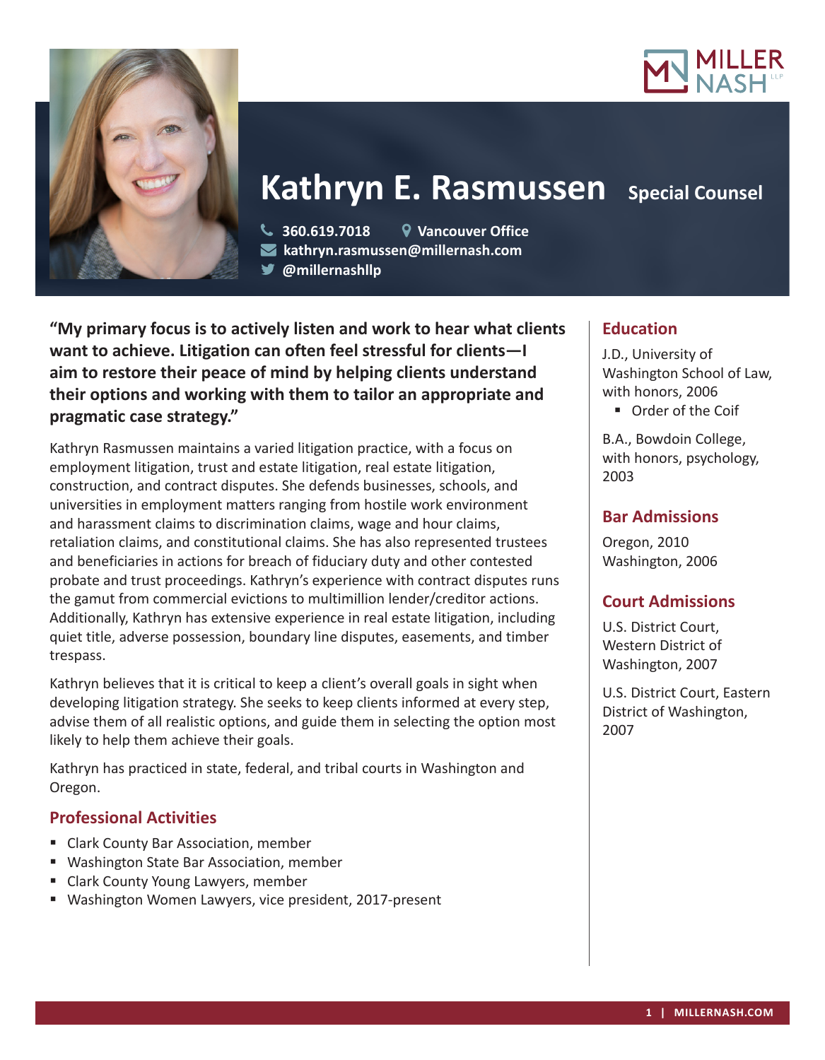# Kathryn E. Rasmussen

**Special Counsel**

360.619.7018 | Vancouver Office
kathryn.rasmussen@millernash.com
@millernashllp

**"My primary focus is to actively listen and work to hear what clients want to achieve. Litigation can often feel stressful for clients—I aim to restore their peace of mind by helping clients understand their options and working with them to tailor an appropriate and pragmatic case strategy."**

Kathryn Rasmussen maintains a varied litigation practice, with a focus on employment litigation, trust and estate litigation, real estate litigation, construction, and contract disputes. She defends businesses, schools, and universities in employment matters ranging from hostile work environment and harassment claims to discrimination claims, wage and hour claims, retaliation claims, and constitutional claims. She has also represented trustees and beneficiaries in actions for breach of fiduciary duty and other contested probate and trust proceedings. Kathryn's experience with contract disputes runs the gamut from commercial evictions to multimillion lender/creditor actions. Additionally, Kathryn has extensive experience in real estate litigation, including quiet title, adverse possession, boundary line disputes, easements, and timber trespass.

Kathryn believes that it is critical to keep a client's overall goals in sight when developing litigation strategy. She seeks to keep clients informed at every step, advise them of all realistic options, and guide them in selecting the option most likely to help them achieve their goals.

Kathryn has practiced in state, federal, and tribal courts in Washington and Oregon.

## Professional Activities

- Clark County Bar Association, member
- Washington State Bar Association, member
- Clark County Young Lawyers, member
- Washington Women Lawyers, vice president, 2017-present

## Education

J.D., University of Washington School of Law, with honors, 2006

- Order of the Coif

B.A., Bowdoin College, with honors, psychology, 2003

## Bar Admissions

Oregon, 2010
Washington, 2006

## Court Admissions

U.S. District Court, Western District of Washington, 2007

U.S. District Court, Eastern District of Washington, 2007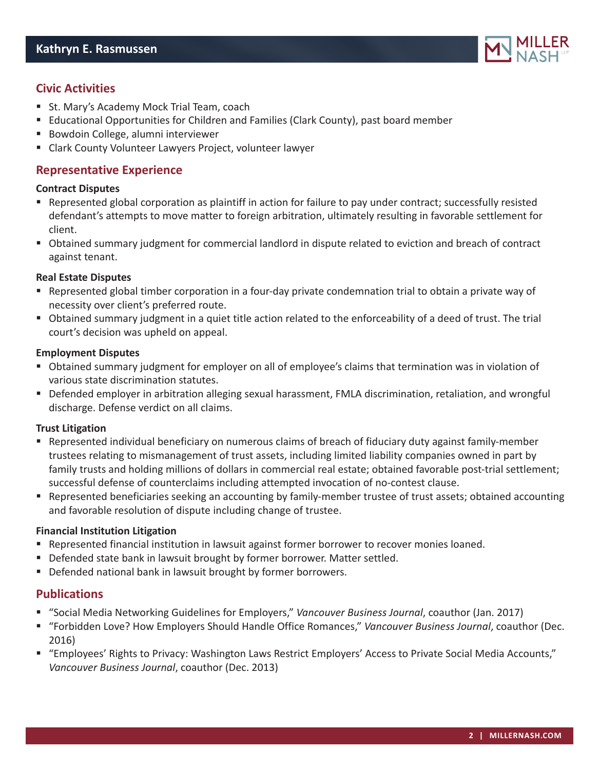## Civic Activities

- St. Mary's Academy Mock Trial Team, coach
- Educational Opportunities for Children and Families (Clark County), past board member
- Bowdoin College, alumni interviewer
- Clark County Volunteer Lawyers Project, volunteer lawyer

## Representative Experience

### Contract Disputes

- Represented global corporation as plaintiff in action for failure to pay under contract; successfully resisted defendant's attempts to move matter to foreign arbitration, ultimately resulting in favorable settlement for client.
- Obtained summary judgment for commercial landlord in dispute related to eviction and breach of contract against tenant.

### Real Estate Disputes

- Represented global timber corporation in a four-day private condemnation trial to obtain a private way of necessity over client's preferred route.
- Obtained summary judgment in a quiet title action related to the enforceability of a deed of trust. The trial court's decision was upheld on appeal.

### Employment Disputes

- Obtained summary judgment for employer on all of employee's claims that termination was in violation of various state discrimination statutes.
- Defended employer in arbitration alleging sexual harassment, FMLA discrimination, retaliation, and wrongful discharge. Defense verdict on all claims.

### Trust Litigation

- Represented individual beneficiary on numerous claims of breach of fiduciary duty against family-member trustees relating to mismanagement of trust assets, including limited liability companies owned in part by family trusts and holding millions of dollars in commercial real estate; obtained favorable post-trial settlement; successful defense of counterclaims including attempted invocation of no-contest clause.
- Represented beneficiaries seeking an accounting by family-member trustee of trust assets; obtained accounting and favorable resolution of dispute including change of trustee.

### Financial Institution Litigation

- Represented financial institution in lawsuit against former borrower to recover monies loaned.
- Defended state bank in lawsuit brought by former borrower. Matter settled.
- Defended national bank in lawsuit brought by former borrowers.

## Publications

- "Social Media Networking Guidelines for Employers," *Vancouver Business Journal*, coauthor (Jan. 2017)
- "Forbidden Love? How Employers Should Handle Office Romances," *Vancouver Business Journal*, coauthor (Dec. 2016)
- "Employees' Rights to Privacy: Washington Laws Restrict Employers' Access to Private Social Media Accounts," *Vancouver Business Journal*, coauthor (Dec. 2013)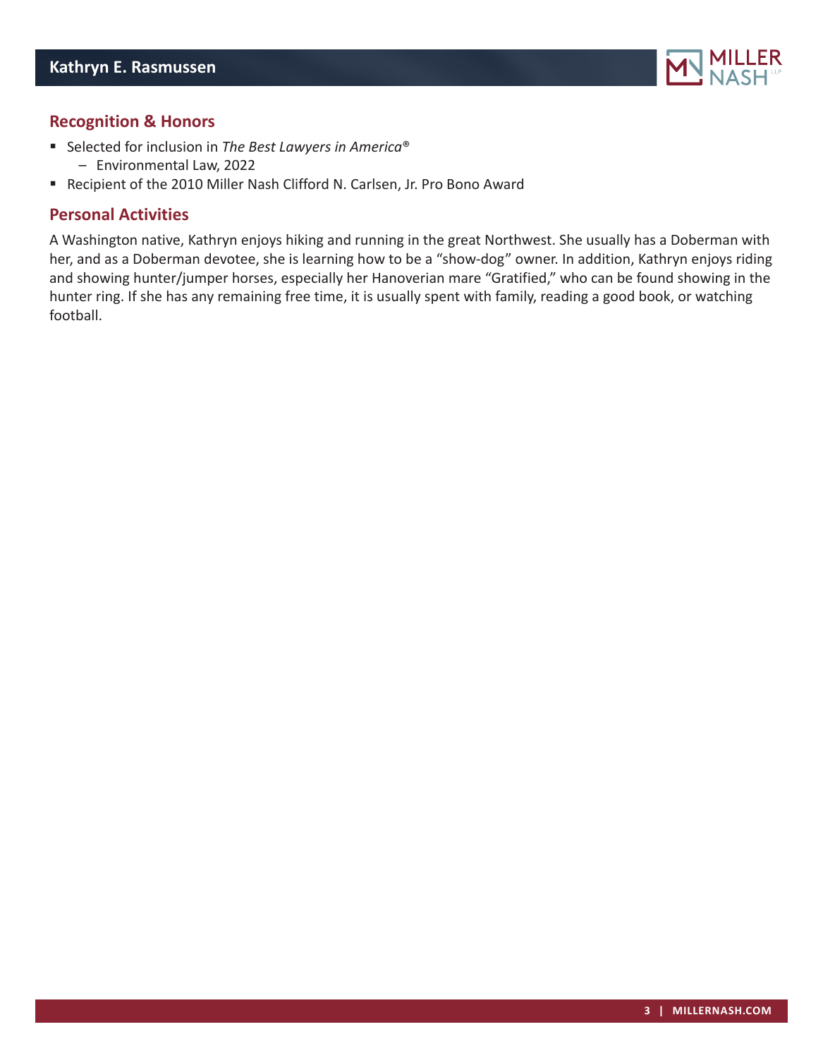## Recognition & Honors

- Selected for inclusion in *The Best Lawyers in America®*
  - Environmental Law, 2022
- Recipient of the 2010 Miller Nash Clifford N. Carlsen, Jr. Pro Bono Award

## Personal Activities

A Washington native, Kathryn enjoys hiking and running in the great Northwest. She usually has a Doberman with her, and as a Doberman devotee, she is learning how to be a “show-dog” owner. In addition, Kathryn enjoys riding and showing hunter/jumper horses, especially her Hanoverian mare “Gratified,” who can be found showing in the hunter ring. If she has any remaining free time, it is usually spent with family, reading a good book, or watching football.